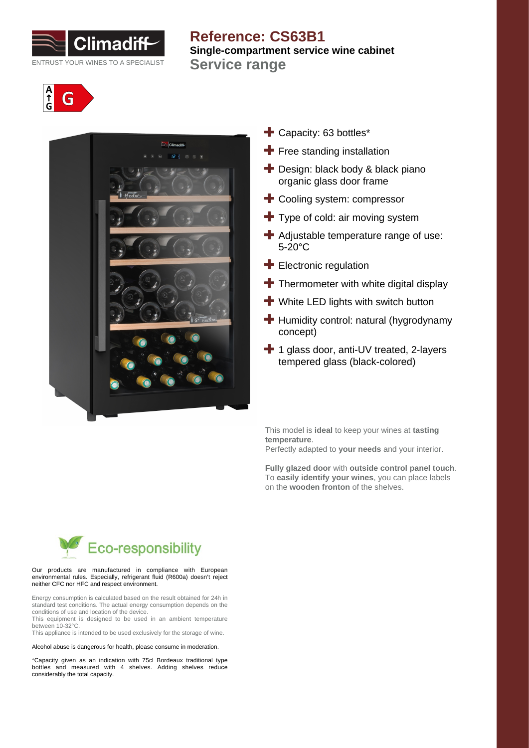Climadiff

ENTRUST YOUR WINES TO A SPECIALIST

# Reference: CS63B1

**Single-compartment service wine cabinet**

## Service range

A G

- Capacity: 63 bottles*
- Free standing installation
- Design: black body & black piano organic glass door frame
- Cooling system: compressor
- Type of cold: air moving system
- Adjustable temperature range of use: 5-20°C
- Electronic regulation
- Thermometer with white digital display
- White LED lights with switch button
- Humidity control: natural (hygrodynamy concept)
- 1 glass door, anti-UV treated, 2-layers tempered glass (black-colored)

This model is **ideal** to keep your wines at **tasting temperature**.
Perfectly adapted to **your needs** and your interior.

**Fully glazed door** with **outside control panel touch**.
To **easily identify your wines**, you can place labels on the **wooden fronton** of the shelves.

## Eco-responsibility

Our products are manufactured in compliance with European environmental rules. Especially, refrigerant fluid (R600a) doesn't reject neither CFC nor HFC and respect environment.

Energy consumption is calculated based on the result obtained for 24h in standard test conditions. The actual energy consumption depends on the conditions of use and location of the device.
This equipment is designed to be used in an ambient temperature between 10-32°C.
This appliance is intended to be used exclusively for the storage of wine.

Alcohol abuse is dangerous for health, please consume in moderation.

*Capacity given as an indication with 75cl Bordeaux traditional type bottles and measured with 4 shelves. Adding shelves reduce considerably the total capacity.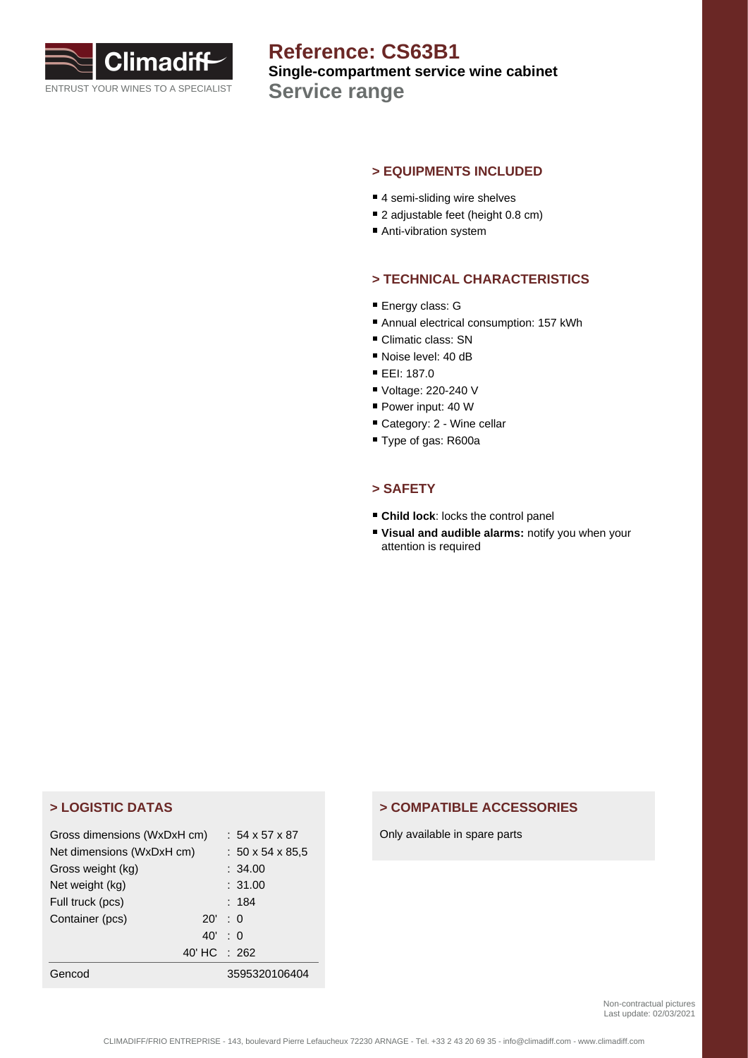Climadiff

ENTRUST YOUR WINES TO A SPECIALIST

# Reference: CS63B1

**Single-compartment service wine cabinet**

## Service range

### > EQUIPMENTS INCLUDED

- 4 semi-sliding wire shelves
- 2 adjustable feet (height 0.8 cm)
- Anti-vibration system

### > TECHNICAL CHARACTERISTICS

- Energy class: G
- Annual electrical consumption: 157 kWh
- Climatic class: SN
- Noise level: 40 dB
- EEI: 187.0
- Voltage: 220-240 V
- Power input: 40 W
- Category: 2 - Wine cellar
- Type of gas: R600a

### > SAFETY

- **Child lock**: locks the control panel
- **Visual and audible alarms:** notify you when your attention is required

### > LOGISTIC DATAS

| | | |
|---|---|---|
| Gross dimensions (WxDxH cm) | | : 54 x 57 x 87 |
| Net dimensions (WxDxH cm) | | : 50 x 54 x 85,5 |
| Gross weight (kg) | | : 34.00 |
| Net weight (kg) | | : 31.00 |
| Full truck (pcs) | | : 184 |
| Container (pcs) | 20' | : 0 |
| | 40' | : 0 |
| | 40' HC | : 262 |
| Gencod | | 3595320106404 |

### > COMPATIBLE ACCESSORIES

Only available in spare parts

Non-contractual pictures
Last update: 02/03/2021

CLIMADIFF/FRIO ENTREPRISE - 143, boulevard Pierre Lefaucheux 72230 ARNAGE - Tel. +33 2 43 20 69 35 - info@climadiff.com - www.climadiff.com